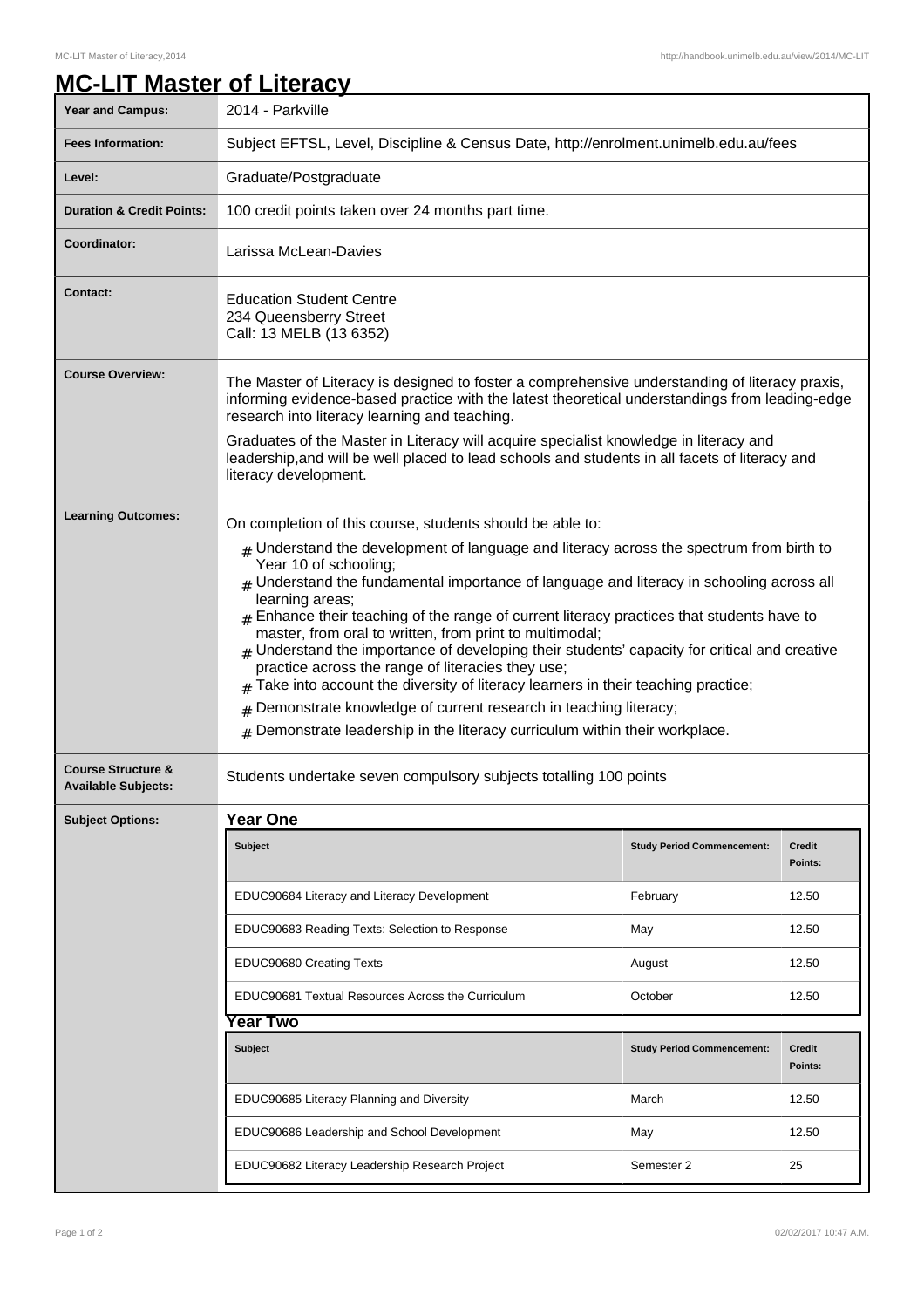# MC-LIT Master of Literacy

| | |
|---|---|
| **Year and Campus:** | 2014 - Parkville |
| **Fees Information:** | Subject EFTSL, Level, Discipline & Census Date, http://enrolment.unimelb.edu.au/fees |
| **Level:** | Graduate/Postgraduate |
| **Duration & Credit Points:** | 100 credit points taken over 24 months part time. |
| **Coordinator:** | Larissa McLean-Davies |
| **Contact:** | Education Student Centre<br>234 Queensberry Street<br>Call: 13 MELB (13 6352) |
| **Course Overview:** | The Master of Literacy is designed to foster a comprehensive understanding of literacy praxis, informing evidence-based practice with the latest theoretical understandings from leading-edge research into literacy learning and teaching.<br><br>Graduates of the Master in Literacy will acquire specialist knowledge in literacy and leadership,and will be well placed to lead schools and students in all facets of literacy and literacy development. |
| **Learning Outcomes:** | On completion of this course, students should be able to:<br># Understand the development of language and literacy across the spectrum from birth to Year 10 of schooling;<br># Understand the fundamental importance of language and literacy in schooling across all learning areas;<br># Enhance their teaching of the range of current literacy practices that students have to master, from oral to written, from print to multimodal;<br># Understand the importance of developing their students' capacity for critical and creative practice across the range of literacies they use;<br># Take into account the diversity of literacy learners in their teaching practice;<br># Demonstrate knowledge of current research in teaching literacy;<br># Demonstrate leadership in the literacy curriculum within their workplace. |
| **Course Structure & Available Subjects:** | Students undertake seven compulsory subjects totalling 100 points |

**Subject Options:**

### Year One

| Subject | Study Period Commencement: | Credit Points: |
|---|---|---|
| EDUC90684 Literacy and Literacy Development | February | 12.50 |
| EDUC90683 Reading Texts: Selection to Response | May | 12.50 |
| EDUC90680 Creating Texts | August | 12.50 |
| EDUC90681 Textual Resources Across the Curriculum | October | 12.50 |

### Year Two

| Subject | Study Period Commencement: | Credit Points: |
|---|---|---|
| EDUC90685 Literacy Planning and Diversity | March | 12.50 |
| EDUC90686 Leadership and School Development | May | 12.50 |
| EDUC90682 Literacy Leadership Research Project | Semester 2 | 25 |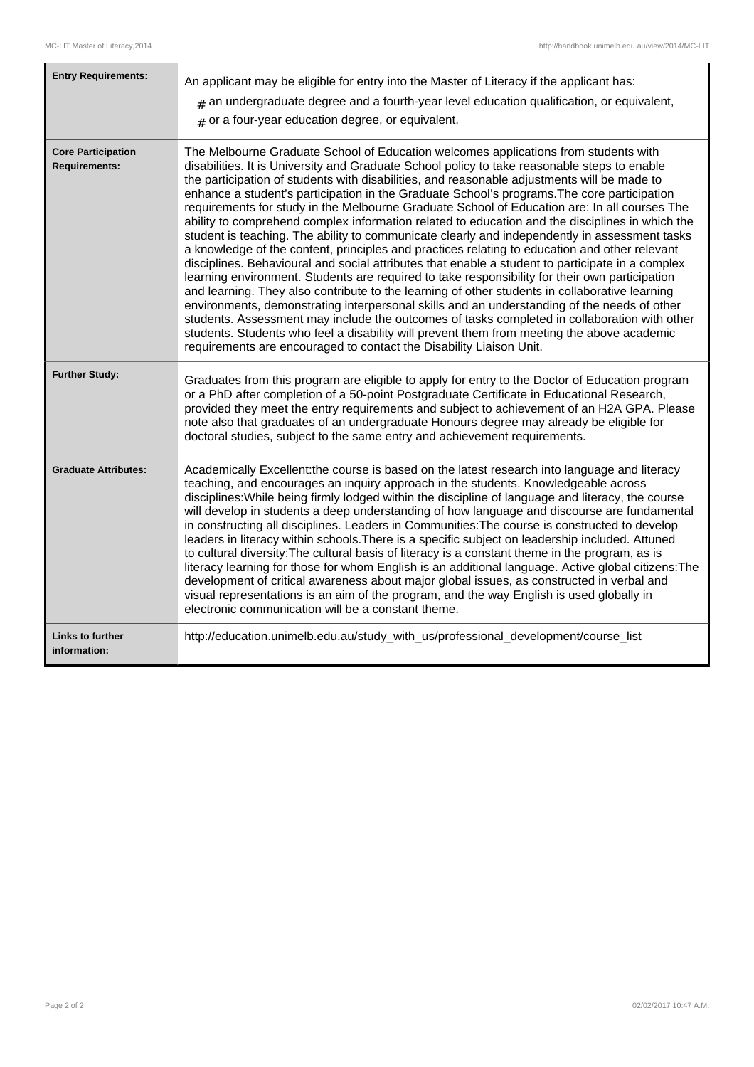| | |
|---|---|
| **Entry Requirements:** | An applicant may be eligible for entry into the Master of Literacy if the applicant has:<br># an undergraduate degree and a fourth-year level education qualification, or equivalent,<br># or a four-year education degree, or equivalent. |
| **Core Participation Requirements:** | The Melbourne Graduate School of Education welcomes applications from students with disabilities. It is University and Graduate School policy to take reasonable steps to enable the participation of students with disabilities, and reasonable adjustments will be made to enhance a student's participation in the Graduate School's programs.The core participation requirements for study in the Melbourne Graduate School of Education are: In all courses The ability to comprehend complex information related to education and the disciplines in which the student is teaching. The ability to communicate clearly and independently in assessment tasks a knowledge of the content, principles and practices relating to education and other relevant disciplines. Behavioural and social attributes that enable a student to participate in a complex learning environment. Students are required to take responsibility for their own participation and learning. They also contribute to the learning of other students in collaborative learning environments, demonstrating interpersonal skills and an understanding of the needs of other students. Assessment may include the outcomes of tasks completed in collaboration with other students. Students who feel a disability will prevent them from meeting the above academic requirements are encouraged to contact the Disability Liaison Unit. |
| **Further Study:** | Graduates from this program are eligible to apply for entry to the Doctor of Education program or a PhD after completion of a 50-point Postgraduate Certificate in Educational Research, provided they meet the entry requirements and subject to achievement of an H2A GPA. Please note also that graduates of an undergraduate Honours degree may already be eligible for doctoral studies, subject to the same entry and achievement requirements. |
| **Graduate Attributes:** | Academically Excellent:the course is based on the latest research into language and literacy teaching, and encourages an inquiry approach in the students. Knowledgeable across disciplines:While being firmly lodged within the discipline of language and literacy, the course will develop in students a deep understanding of how language and discourse are fundamental in constructing all disciplines. Leaders in Communities:The course is constructed to develop leaders in literacy within schools.There is a specific subject on leadership included. Attuned to cultural diversity:The cultural basis of literacy is a constant theme in the program, as is literacy learning for those for whom English is an additional language. Active global citizens:The development of critical awareness about major global issues, as constructed in verbal and visual representations is an aim of the program, and the way English is used globally in electronic communication will be a constant theme. |
| **Links to further information:** | http://education.unimelb.edu.au/study_with_us/professional_development/course_list |